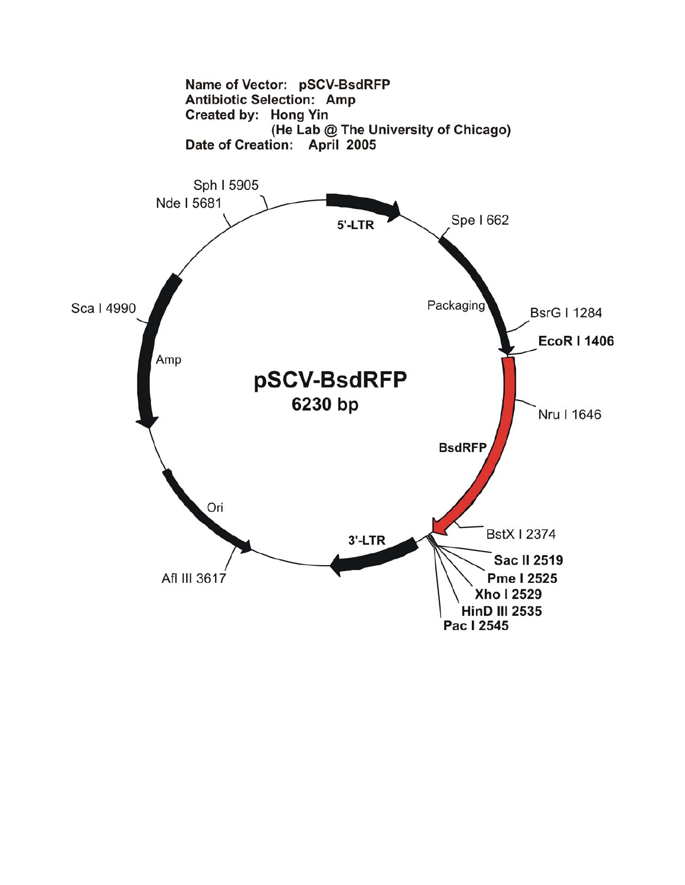**Name of Vector:** pSCV-BsdRFP
**Antibiotic Selection:** Amp
**Created by:** Hong Yin
(He Lab @ The University of Chicago)
**Date of Creation:** April 2005

pSCV-BsdRFP
6230 bp

- 5'-LTR
- Spe I 662
- Packaging
- BsrG I 1284
- **EcoR I 1406**
- Nru I 1646
- **BsdRFP**
- BstX I 2374
- **Sac II 2519**
- **Pme I 2525**
- **Xho I 2529**
- **HinD III 2535**
- **Pac I 2545**
- 3'-LTR
- Afl III 3617
- Ori
- Amp
- Sca I 4990
- Nde I 5681
- Sph I 5905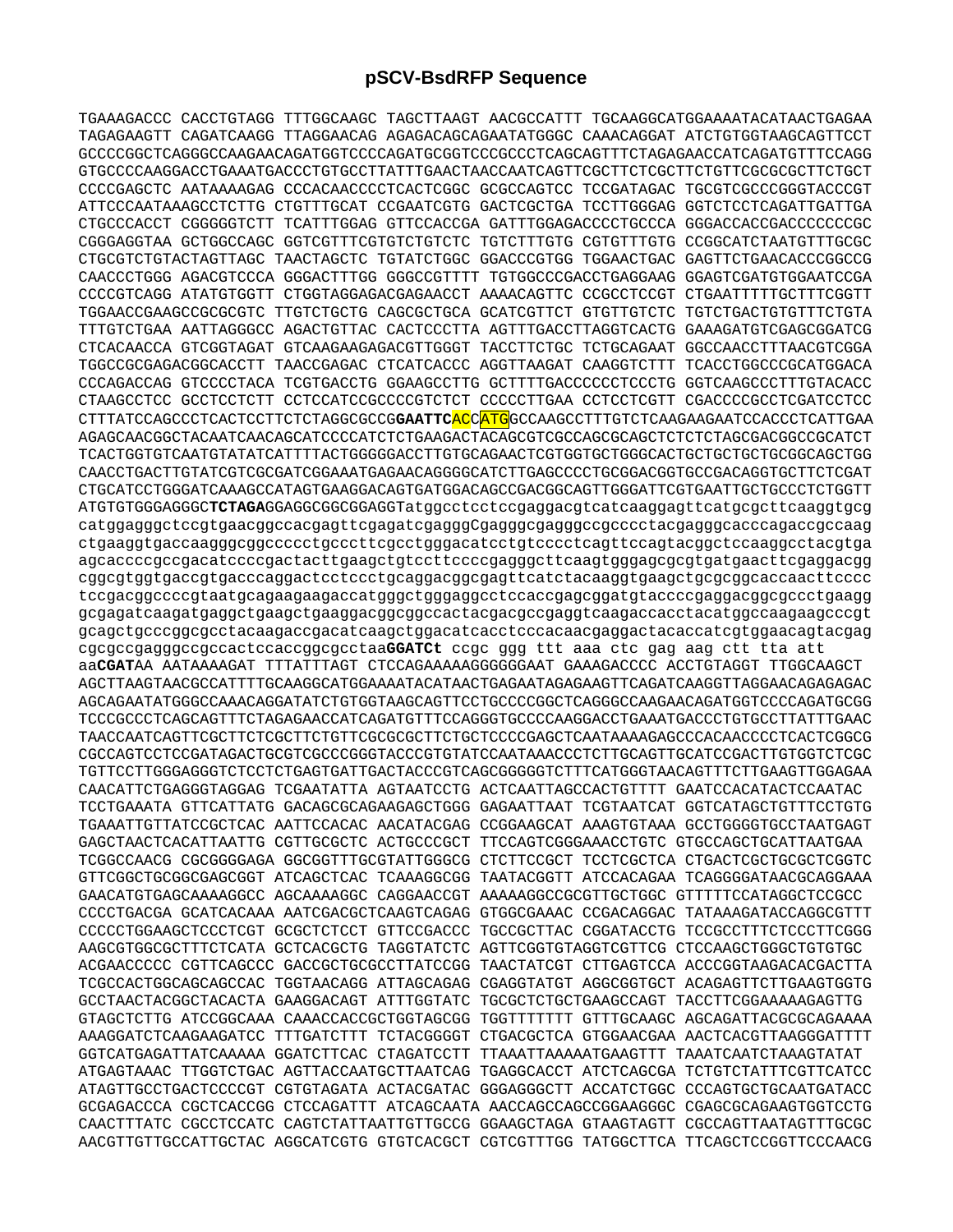# pSCV-BsdRFP Sequence

TGAAAGACCC CACCTGTAGG TTTGGCAAGC TAGCTTAAGT AACGCCATTT TGCAAGGCATGGAAAATACATAACTGAGAA
TAGAGAAGTT CAGATCAAGG TTAGGAACAG AGAGACAGCAGAATATGGGC CAAACAGGAT ATCTGTGGTAAGCAGTTCCT
GCCCCGGCTCAGGGCCAAGAACAGATGGTCCCCAGATGCGGTCCCGCCCTCAGCAGTTTCTAGAGAACCATCAGATGTTTCCAGG
GTGCCCCAAGGACCTGAAATGACCCTGTGCCTTATTTGAACTAACCAATCAGTTCGCTTCTCGCTTCTGTTCGCGCGCTTCTGCT
CCCCGAGCTC AATAAAAGAG CCCACAACCCCTCACTCGGC GCGCCAGTCC TCCGATAGAC TGCGTCGCCCGGGTACCCGT
ATTCCCAATAAAGCCTCTTG CTGTTTGCAT CCGAATCGTG GACTCGCTGA TCCTTGGGAG GGTCTCCTCAGATTGATTGA
CTGCCCACCT CGGGGGTCTT TCATTTGGAG GTTCCACCGA GATTTGGAGACCCCTGCCCA GGGACCACCGACCCCCCCGC
CGGGAGGTAA GCTGGCCAGC GGTCGTTTCGTGTCTGTCTC TGTCTTTGTG CGTGTTTGTG CCGGCATCTAATGTTTGCGC
CTGCGTCTGTACTAGTTAGC TAACTAGCTC TGTATCTGGC GGACCCGTGG TGGAACTGAC GAGTTCTGAACACCCGGCCG
CAACCCTGGG AGACGTCCCA GGGACTTTGG GGGCCGTTTT TGTGGCCCGACCTGAGGAAG GGAGTCGATGTGGAATCCGA
CCCCGTCAGG ATATGTGGTT CTGGTAGGAGACGAGAACCT AAAACAGTTC CCGCCTCCGT CTGAATTTTTGCTTTCGGTT
TGGAACCGAAGCCGCGCGTC TTGTCTGCTG CAGCGCTGCA GCATCGTTCT GTGTTGTCTC TGTCTGACTGTGTTTCTGTA
TTTGTCTGAA AATTAGGGCC AGACTGTTAC CACTCCCTTA AGTTTGACCTTAGGTCACTG GAAAGATGTCGAGCGGATCG
CTCACAACCA GTCGGTAGAT GTCAAGAAGAGACGTTGGGT TACCTTCTGC TCTGCAGAAT GGCCAACCTTTAACGTCGGA
TGGCCGCGAGACGGCACCTT TAACCGAGAC CTCATCACCC AGGTTAAGAT CAAGGTCTTT TCACCTGGCCCGCATGGACA
CCCAGACCAG GTCCCCTACA TCGTGACCTG GGAAGCCTTG GCTTTTGACCCCCCTCCCTG GGTCAAGCCCTTTGTACACC
CTAAGCCTCC GCCTCCTCTT CCTCCATCCGCCCCGTCTCT CCCCCTTGAA CCTCCTCGTT CGACCCCGCCTCGATCCTCC
CTTTATCCAGCCCTCACTCCTTCTCTAGGCGCCG**GAATTC**ACCATGGCCAAGCCTTTGTCTCAAGAAGAATCCACCCTCATTGAA
AGAGCAACGGCTACAATCAACAGCATCCCCATCTCTGAAGACTACAGCGTCGCCAGCGCAGCTCTCTCTAGCGACGGCCGCATCT
TCACTGGTGTCAATGTATATCATTTTACTGGGGGACCTTGTGCAGAACTCGTGGTGCTGGGCACTGCTGCTGCTGCGGCAGCTGG
CAACCTGACTTGTATCGTCGCGATCGGAAATGAGAACAGGGGCATCTTGAGCCCCTGCGGACGGTGCCGACAGGTGCTTCTCGAT
CTGCATCCTGGGATCAAAGCCATAGTGAAGGACAGTGATGGACAGCCGACGGCAGTTGGGATTCGTGAATTGCTGCCCTCTGGTT
ATGTGTGGGAGGGC**TCTAGA**GGAGGCGGCGGAGGTatggcctcctccgaggacgtcatcaaggagttcatgcgcttcaaggtgcg
catggagggctccgtgaacggccacgagttcgagatcgagggCgagggcgagggccgcccctacgagggcacccagaccgccaag
ctgaaggtgaccaagggcggccccctgcccttcgcctgggacatcctgtcccctcagttccagtacggctccaaggcctacgtga
agcaccccgccgacatccccgactacttgaagctgtccttccccgagggcttcaagtgggagcgcgtgatgaacttcgaggacgg
cggcgtggtgaccgtgacccaggactcctccctgcaggacggcgagttcatctacaaggtgaagctgcgcggcaccaacttcccc
tccgacggccccgtaatgcagaagaagaccatgggctgggaggcctccaccgagcggatgtaccccgaggacggcgccctgaagg
gcgagatcaagatgaggctgaagctgaaggacggcggccactacgacgccgaggtcaagaccacctacatggccaagaagcccgt
gcagctgcccggcgcctacaagaccgacatcaagctggacatcacctcccacaacgaggactacaccatcgtggaacagtacgag
cgcgccgagggccgccactccaccggcgcctaa**GGATCt** ccgc ggg ttt aaa ctc gag aag ctt tta att
aa**CGAT**AA AATAAAAGAT TTTATTTAGT CTCCAGAAAAAGGGGGGAAT GAAAGACCCC ACCTGTAGGT TTGGCAAGCT
AGCTTAAGTAACGCCATTTTGCAAGGCATGGAAAATACATAACTGAGAATAGAGAAGTTCAGATCAAGGTTAGGAACAGAGAGAC
AGCAGAATATGGGCCAAACAGGATATCTGTGGTAAGCAGTTCCTGCCCCGGCTCAGGGCCAAGAACAGATGGTCCCCAGATGCGG
TCCCGCCCTCAGCAGTTTCTAGAGAACCATCAGATGTTTCCAGGGTGCCCCAAGGACCTGAAATGACCCTGTGCCTTATTTGAAC
TAACCAATCAGTTCGCTTCTCGCTTCTGTTCGCGCGCTTCTGCTCCCCGAGCTCAATAAAAGAGCCCACAACCCCTCACTCGGCG
CGCCAGTCCTCCGATAGACTGCGTCGCCCGGGTACCCGTGTATCCAATAAACCCTCTTGCAGTTGCATCCGACTTGTGGTCTCGC
TGTTCCTTGGGAGGGTCTCCTCTGAGTGATTGACTACCCGTCAGCGGGGGTCTTTCATGGGTAACAGTTTCTTGAAGTTGGAGAA
CAACATTCTGAGGGTAGGAG TCGAATATTA AGTAATCCTG ACTCAATTAGCCACTGTTTT GAATCCACATACTCCAATAC
TCCTGAAATA GTTCATTATG GACAGCGCAGAAGAGCTGGG GAGAATTAAT TCGTAATCAT GGTCATAGCTGTTTCCTGTG
TGAAATTGTTATCCGCTCAC AATTCCACAC AACATACGAG CCGGAAGCAT AAAGTGTAAA GCCTGGGGTGCCTAATGAGT
GAGCTAACTCACATTAATTG CGTTGCGCTC ACTGCCCGCT TTCCAGTCGGGAAACCTGTC GTGCCAGCTGCATTAATGAA
TCGGCCAACG CGCGGGGAGA GGCGGTTTGCGTATTGGGCG CTCTTCCGCT TCCTCGCTCA CTGACTCGCTGCGCTCGGTC
GTTCGGCTGCGGCGAGCGGT ATCAGCTCAC TCAAAGGCGG TAATACGGTT ATCCACAGAA TCAGGGGATAACGCAGGAAA
GAACATGTGAGCAAAAGGCC AGCAAAAGGC CAGGAACCGT AAAAAGGCCGCGTTGCTGGC GTTTTTCCATAGGCTCCGCC
CCCCTGACGA GCATCACAAA AATCGACGCTCAAGTCAGAG GTGGCGAAAC CCGACAGGAC TATAAAGATACCAGGCGTTT
CCCCCTGGAAGCTCCCTCGT GCGCTCTCCT GTTCCGACCC TGCCGCTTAC CGGATACCTG TCCGCCTTTCTCCCTTCGGG
AAGCGTGGCGCTTTCTCATA GCTCACGCTG TAGGTATCTC AGTTCGGTGTAGGTCGTTCG CTCCAAGCTGGGCTGTGTGC
ACGAACCCCC CGTTCAGCCC GACCGCTGCGCCTTATCCGG TAACTATCGT CTTGAGTCCA ACCCGGTAAGACACGACTTA
TCGCCACTGGCAGCAGCCAC TGGTAACAGG ATTAGCAGAG CGAGGTATGT AGGCGGTGCT ACAGAGTTCTTGAAGTGGTG
GCCTAACTACGGCTACACTA GAAGGACAGT ATTTGGTATC TGCGCTCTGCTGAAGCCAGT TACCTTCGGAAAAAGAGTTG
GTAGCTCTTG ATCCGGCAAA CAAACCACCGCTGGTAGCGG TGGTTTTTTT GTTTGCAAGC AGCAGATTACGCGCAGAAAA
AAAGGATCTCAAGAAGATCC TTTGATCTTT TCTACGGGGT CTGACGCTCA GTGGAACGAA AACTCACGTTAAGGGATTTT
GGTCATGAGATTATCAAAAA GGATCTTCAC CTAGATCCTT TTAAATTAAAAATGAAGTTT TAAATCAATCTAAAGTATAT
ATGAGTAAAC TTGGTCTGAC AGTTACCAATGCTTAATCAG TGAGGCACCT ATCTCAGCGA TCTGTCTATTTCGTTCATCC
ATAGTTGCCTGACTCCCCGT CGTGTAGATA ACTACGATAC GGGAGGGCTT ACCATCTGGC CCCAGTGCTGCAATGATACC
GCGAGACCCA CGCTCACCGG CTCCAGATTT ATCAGCAATA AACCAGCCAGCCGGAAGGGC CGAGCGCAGAAGTGGTCCTG
CAACTTTATC CGCCTCCATC CAGTCTATTAATTGTTGCCG GGAAGCTAGA GTAAGTAGTT CGCCAGTTAATAGTTTGCGC
AACGTTGTTGCCATTGCTAC AGGCATCGTG GTGTCACGCT CGTCGTTTGG TATGGCTTCA TTCAGCTCCGGTTCCCAACG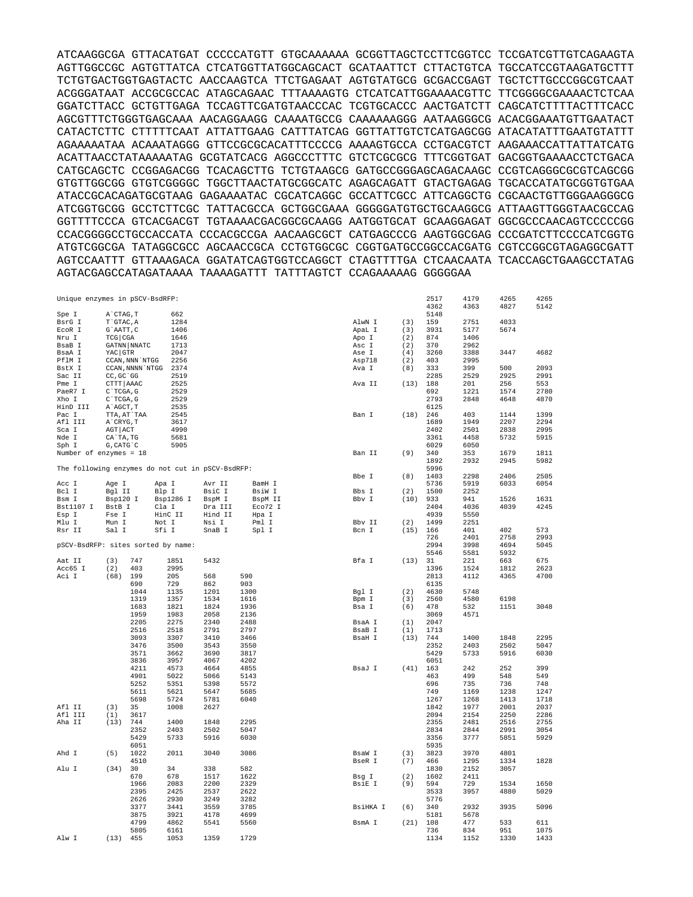```
ATCAAGGCGA GTTACATGAT CCCCCATGTT GTGCAAAAAA GCGGTTAGCTCCTTCGGTCC TCCGATCGTTGTCAGAAGTA
AGTTGGCCGC AGTGTTATCA CTCATGGTTATGGCAGCACT GCATAATTCT CTTACTGTCA TGCCATCCGTAAGATGCTTT
TCTGTGACTGGTGAGTACTC AACCAAGTCA TTCTGAGAAT AGTGTATGCG GCGACCGAGT TGCTCTTGCCCGGCGTCAAT
ACGGGATAAT ACCGCGCCAC ATAGCAGAAC TTTAAAAGTG CTCATCATTGGAAAACGTTC TTCGGGGCGAAAACTCTCAA
GGATCTTACC GCTGTTGAGA TCCAGTTCGATGTAACCCAC TCGTGCACCC AACTGATCTT CAGCATCTTTTACTTTCACC
AGCGTTTCTGGGTGAGCAAA AACAGGAAGG CAAAATGCCG CAAAAAAGGG AATAAGGGCG ACACGGAAATGTTGAATACT
CATACTCTTC CTTTTTCAAT ATTATTGAAG CATTTATCAG GGTTATTGTCTCATGAGCGG ATACATATTTGAATGTATTT
AGAAAAATAA ACAAATAGGG GTTCCGCGCACATTTCCCCG AAAAGTGCCA CCTGACGTCT AAGAAACCATTATTATCATG
ACATTAACCTATAAAAATAG GCGTATCACG AGGCCCTTTC GTCTCGCGCG TTTCGGTGAT GACGGTGAAAACCTCTGACA
CATGCAGCTC CCGGAGACGG TCACAGCTTG TCTGTAAGCG GATGCCGGGAGCAGACAAGC CCGTCAGGGCGCGTCAGCGG
GTGTTGGCGG GTGTCGGGGC TGGCTTAACTATGCGGCATC AGAGCAGATT GTACTGAGAG TGCACCATATGCGGTGTGAA
ATACCGCACAGATGCGTAAG GAGAAAATAC CGCATCAGGC GCCATTCGCC ATTCAGGCTG CGCAACTGTTGGGAAGGGCG
ATCGGTGCGG GCCTCTTCGC TATTACGCCA GCTGGCGAAA GGGGGATGTGCTGCAAGGCG ATTAAGTTGGGTAACGCCAG
GGTTTTCCCA GTCACGACGT TGTAAAACGACGGCGCAAGG AATGGTGCAT GCAAGGAGAT GGCGCCCAACAGTCCCCCGG
CCACGGGGCCTGCCACCATA CCCACGCCGA AACAAGCGCT CATGAGCCCG AAGTGGCGAG CCCGATCTTCCCCATCGGTG
ATGTCGGCGA TATAGGCGCC AGCAACCGCA CCTGTGGCGC CGGTGATGCCGGCCACGATG CGTCCGGCGTAGAGGCGATT
AGTCCAATTT GTTAAAGACA GGATATCAGTGGTCCAGGCT CTAGTTTTGA CTCAACAATA TCACCAGCTGAAGCCTATAG
AGTACGAGCCATAGATAAAA TAAAAGATTT TATTTAGTCT CCAGAAAAAG GGGGGAA
```

Unique enzymes in pSCV-BsdRFP:

| Enzyme | Site | Position |
|---|---|---|
| Spe I | A`CTAG,T | 662 |
| BsrG I | T`GTAC,A | 1284 |
| EcoR I | G`AATT,C | 1406 |
| Nru I | TCG\|CGA | 1646 |
| BsaB I | GATNN\|NNATC | 1713 |
| BsaA I | YAC\|GTR | 2047 |
| PflM I | CCAN,NNN`NTGG | 2256 |
| BstX I | CCAN,NNNN`NTGG | 2374 |
| Sac II | CC,GC`GG | 2519 |
| Pme I | CTTT\|AAAC | 2525 |
| PaeR7 I | C`TCGA,G | 2529 |
| Xho I | C`TCGA,G | 2529 |
| HinD III | A`AGCT,T | 2535 |
| Pac I | TTA,AT`TAA | 2545 |
| Afl III | A`CRYG,T | 3617 |
| Sca I | AGT\|ACT | 4990 |
| Nde I | CA`TA,TG | 5681 |
| Sph I | G,CATG`C | 5905 |

Number of enzymes = 18

The following enzymes do not cut in pSCV-BsdRFP:

| | | | | |
|---|---|---|---|---|
| Acc I | Age I | Apa I | Avr II | BamH I |
| Bcl I | Bgl II | Blp I | BsiC I | BsiW I |
| Bsm I | Bsp120 I | Bsp1286 I | BspM I | BspM II |
| Bst1107 I | BstB I | Cla I | Dra III | Eco72 I |
| Esp I | Fse I | HinC II | Hind II | Hpa I |
| Mlu I | Mun I | Not I | Nsi I | Pml I |
| Rsr II | Sal I | Sfi I | SnaB I | Spl I |

pSCV-BsdRFP: sites sorted by name:

| Enzyme | (n) | Positions | | | |
|---|---|---|---|---|---|
| Aat II | (3) | 747 | 1851 | 5432 | |
| Acc65 I | (2) | 403 | 2995 | | |
| Aci I | (68) | 199 | 205 | 568 | 590 |
| | | 690 | 729 | 862 | 903 |
| | | 1044 | 1135 | 1201 | 1300 |
| | | 1319 | 1357 | 1534 | 1616 |
| | | 1683 | 1821 | 1824 | 1936 |
| | | 1959 | 1983 | 2058 | 2136 |
| | | 2205 | 2275 | 2340 | 2488 |
| | | 2516 | 2518 | 2791 | 2797 |
| | | 3093 | 3307 | 3410 | 3466 |
| | | 3476 | 3500 | 3543 | 3550 |
| | | 3571 | 3662 | 3690 | 3817 |
| | | 3836 | 3957 | 4067 | 4202 |
| | | 4211 | 4573 | 4664 | 4855 |
| | | 4901 | 5022 | 5066 | 5143 |
| | | 5252 | 5351 | 5398 | 5572 |
| | | 5611 | 5621 | 5647 | 5685 |
| | | 5698 | 5724 | 5781 | 6040 |
| Afl II | (3) | 35 | 1008 | 2627 | |
| Afl III | (1) | 3617 | | | |
| Aha II | (13) | 744 | 1400 | 1848 | 2295 |
| | | 2352 | 2403 | 2502 | 5047 |
| | | 5429 | 5733 | 5916 | 6030 |
| | | 6051 | | | |
| Ahd I | (5) | 1022 | 2011 | 3040 | 3086 |
| | | 4510 | | | |
| Alu I | (34) | 30 | 34 | 338 | 582 |
| | | 670 | 678 | 1517 | 1622 |
| | | 1966 | 2083 | 2200 | 2329 |
| | | 2395 | 2425 | 2537 | 2622 |
| | | 2626 | 2930 | 3249 | 3282 |
| | | 3377 | 3441 | 3559 | 3785 |
| | | 3875 | 3921 | 4178 | 4699 |
| | | 4799 | 4862 | 5541 | 5560 |
| | | 5805 | 6161 | | |
| Alw I | (13) | 455 | 1053 | 1359 | 1729 |
| | | 2517 | 4179 | 4265 | 4265 |
| | | 4362 | 4363 | 4827 | 5142 |
| | | 5148 | | | |
| AlwN I | (3) | 159 | 2751 | 4033 | |
| ApaL I | (3) | 3931 | 5177 | 5674 | |
| Apo I | (2) | 874 | 1406 | | |
| Asc I | (2) | 370 | 2962 | | |
| Ase I | (4) | 3260 | 3388 | 3447 | 4682 |
| Asp718 | (2) | 403 | 2995 | | |
| Ava I | (8) | 333 | 399 | 500 | 2093 |
| | | 2285 | 2529 | 2925 | 2991 |
| Ava II | (13) | 188 | 201 | 256 | 553 |
| | | 692 | 1221 | 1574 | 2780 |
| | | 2793 | 2848 | 4648 | 4870 |
| | | 6125 | | | |
| Ban I | (18) | 246 | 403 | 1144 | 1399 |
| | | 1689 | 1949 | 2207 | 2294 |
| | | 2402 | 2501 | 2838 | 2995 |
| | | 3361 | 4458 | 5732 | 5915 |
| | | 6029 | 6050 | | |
| Ban II | (9) | 340 | 353 | 1679 | 1811 |
| | | 1892 | 2932 | 2945 | 5982 |
| | | 5996 | | | |
| Bbe I | (8) | 1403 | 2298 | 2406 | 2505 |
| | | 5736 | 5919 | 6033 | 6054 |
| Bbs I | (2) | 1500 | 2252 | | |
| Bbv I | (10) | 933 | 941 | 1526 | 1631 |
| | | 2404 | 4036 | 4039 | 4245 |
| | | 4939 | 5550 | | |
| Bbv II | (2) | 1499 | 2251 | | |
| Bcn I | (15) | 166 | 401 | 402 | 573 |
| | | 726 | 2401 | 2758 | 2993 |
| | | 2994 | 3998 | 4694 | 5045 |
| | | 5546 | 5581 | 5932 | |
| Bfa I | (13) | 31 | 221 | 663 | 675 |
| | | 1396 | 1524 | 1812 | 2623 |
| | | 2813 | 4112 | 4365 | 4700 |
| | | 6135 | | | |
| Bgl I | (2) | 4630 | 5748 | | |
| Bpm I | (3) | 2560 | 4580 | 6198 | |
| Bsa I | (6) | 478 | 532 | 1151 | 3048 |
| | | 3069 | 4571 | | |
| BsaA I | (1) | 2047 | | | |
| BsaB I | (1) | 1713 | | | |
| BsaH I | (13) | 744 | 1400 | 1848 | 2295 |
| | | 2352 | 2403 | 2502 | 5047 |
| | | 5429 | 5733 | 5916 | 6030 |
| | | 6051 | | | |
| BsaJ I | (41) | 163 | 242 | 252 | 399 |
| | | 463 | 499 | 548 | 549 |
| | | 696 | 735 | 736 | 748 |
| | | 749 | 1169 | 1238 | 1247 |
| | | 1267 | 1268 | 1413 | 1718 |
| | | 1842 | 1977 | 2001 | 2037 |
| | | 2094 | 2154 | 2250 | 2286 |
| | | 2355 | 2481 | 2516 | 2755 |
| | | 2834 | 2844 | 2991 | 3054 |
| | | 3356 | 3777 | 5851 | 5929 |
| | | 5935 | | | |
| BsaW I | (3) | 3823 | 3970 | 4801 | |
| BseR I | (7) | 466 | 1295 | 1334 | 1828 |
| | | 1830 | 2152 | 3057 | |
| Bsg I | (2) | 1602 | 2411 | | |
| BsiE I | (9) | 594 | 729 | 1534 | 1650 |
| | | 3533 | 3957 | 4880 | 5029 |
| | | 5776 | | | |
| BsiHKA I | (6) | 340 | 2932 | 3935 | 5096 |
| | | 5181 | 5678 | | |
| BsmA I | (21) | 108 | 477 | 533 | 611 |
| | | 736 | 834 | 951 | 1075 |
| | | 1134 | 1152 | 1330 | 1433 |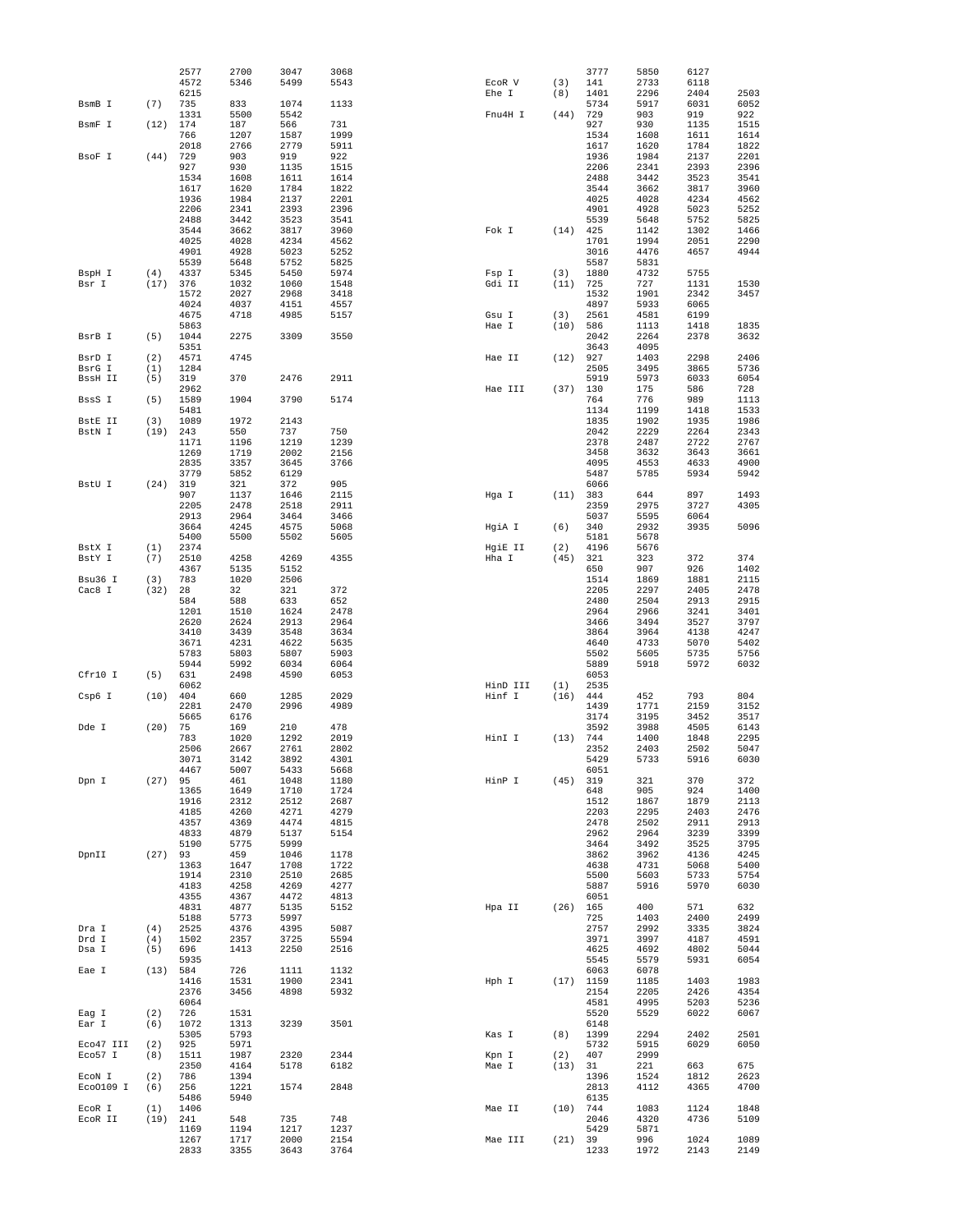```
                2577    2700    3047    3068                                    3777    5850    6127
                4572    5346    5499    5543        EcoR V      (3)     141     2733    6118
                6215                                Ehe I       (8)     1401    2296    2404    2503
BsmB I    (7)   735     833     1074    1133                                    5734    5917    6031    6052
                1331    5500    5542                Fnu4H I     (44)    729     903     919     922
BsmF I    (12)  174     187     566     731                                     927     930     1135    1515
                766     1207    1587    1999                                    1534    1608    1611    1614
                2018    2766    2779    5911                                    1617    1620    1784    1822
BsoF I    (44)  729     903     919     922                                     1936    1984    2137    2201
                927     930     1135    1515                                    2206    2341    2393    2396
                1534    1608    1611    1614                                    2488    3442    3523    3541
                1617    1620    1784    1822                                    3544    3662    3817    3960
                1936    1984    2137    2201                                    4025    4028    4234    4562
                2206    2341    2393    2396                                    4901    4928    5023    5252
                2488    3442    3523    3541                                    5539    5648    5752    5825
                3544    3662    3817    3960        Fok I       (14)    425     1142    1302    1466
                4025    4028    4234    4562                                    1701    1994    2051    2290
                4901    4928    5023    5252                                    3016    4476    4657    4944
                5539    5648    5752    5825                                    5587    5831
BspH I    (4)   4337    5345    5450    5974        Fsp I       (3)     1880    4732    5755
Bsr I     (17)  376     1032    1060    1548        Gdi II      (11)    725     727     1131    1530
                1572    2027    2968    3418                                    1532    1901    2342    3457
                4024    4037    4151    4557                                    4897    5933    6065
                4675    4718    4985    5157        Gsu I       (3)     2561    4581    6199
                5863                                Hae I       (10)    586     1113    1418    1835
BsrB I    (5)   1044    2275    3309    3550                                    2042    2264    2378    3632
                5351                                                            3643    4095
BsrD I    (2)   4571    4745                        Hae II      (12)    927     1403    2298    2406
BsrG I    (1)   1284                                                            2505    3495    3865    5736
BssH II   (5)   319     370     2476    2911                                    5919    5973    6033    6054
                2962                                Hae III     (37)    130     175     586     728
BssS I    (5)   1589    1904    3790    5174                                    764     776     989     1113
                5481                                                            1134    1199    1418    1533
BstE II   (3)   1089    1972    2143                                            1835    1902    1935    1986
BstN I    (19)  243     550     737     750                                     2042    2229    2264    2343
                1171    1196    1219    1239                                    2378    2487    2722    2767
                1269    1719    2002    2156                                    3458    3632    3643    3661
                2835    3357    3645    3766                                    4095    4553    4633    4900
                3779    5852    6129                                            5487    5785    5934    5942
BstU I    (24)  319     321     372     905                                     6066
                907     1137    1646    2115        Hga I       (11)    383     644     897     1493
                2205    2478    2911    2913                                    2359    2975    3727    4305
                2913    2964    3464    3466                                    5037    5595    6064
                3664    4245    4575    5068        HgiA I      (6)     340     2932    3935    5096
                5400    5500    5502    5605                                    5181    5678
BstX I    (1)   2374                                HgiE II     (2)     4196    5676
BstY I    (7)   2510    4258    4269    4355        Hha I       (45)    321     323     372     374
                4367    5135    5152                                            650     907     926     1402
Bsu36 I   (3)   783     1020    2506                                            1514    1869    1881    2115
Cac8 I    (32)  28      32      321     372                                     2205    2297    2405    2478
                584     588     633     652                                     2480    2504    2913    2915
                1201    1510    1624    2478                                    2964    2966    3241    3401
                2620    2624    2913    2964                                    3466    3494    3527    3797
                3410    3439    3548    3634                                    3864    3964    4138    4247
                3671    4231    4622    5635                                    4640    4733    5070    5402
                5783    5803    5807    5903                                    5502    5605    5735    5756
                5944    5992    6034    6064                                    5889    5918    5972    6032
Cfr10 I   (5)   631     2498    4590    6053                                    6053
                6062                                HinD III    (1)     2535
Csp6 I    (10)  404     660     1285    2029        Hinf I      (16)    444     452     793     804
                2281    2470    2996    4989                                    1439    1771    2159    3152
                5665    6176                                                    3174    3195    3452    3517
Dde I     (20)  75      169     210     478                                     3592    3988    4505    6143
                783     1020    1292    2019        HinI I      (13)    744     1400    1848    2295
                2506    2667    2761    2802                                    2352    2403    2502    5047
                3071    3142    3892    4301                                    5429    5733    5916    6030
                4467    5007    5433    5668                                    6051
Dpn I     (27)  95      461     1048    1180        HinP I      (45)    319     321     370     372
                1365    1649    1710    1724                                    648     905     924     1400
                1916    2312    2512    2687                                    1512    1867    1879    2113
                4185    4260    4271    4279                                    2203    2295    2403    2476
                4357    4369    4474    4815                                    2478    2502    2911    2913
                4833    4879    5137    5154                                    2962    2964    3239    3399
                5190    5775    5999                                            3464    3492    3525    3795
DpnII     (27)  93      459     1046    1178                                    3862    3962    4136    4245
                1363    1647    1708    1722                                    4638    4731    5068    5400
                1914    2310    2510    2685                                    5500    5603    5733    5754
                4183    4258    4269    4277                                    5887    5916    5970    6030
                4355    4367    4472    4813                                    6051
                4831    4877    5135    5152        Hpa II      (26)    165     400     571     632
                5188    5773    5997                                            725     1403    2400    2499
Dra I     (4)   2525    4376    4395    5087                                    2757    2992    3335    3824
Drd I     (4)   1502    2357    3725    5594                                    3971    3997    4187    4591
Dsa I     (5)   696     1413    2250    2516                                    4625    4692    4802    5044
                5935                                                            5545    5579    5931    6054
Eae I     (13)  584     726     1111    1132                                    6063    6078
                1416    1531    1900    2341        Hph I       (17)    1159    1185    1403    1983
                2376    3456    4898    5932                                    2154    2205    2426    4354
                6064                                                            4581    4995    5203    5236
Eag I     (2)   726     1531                                                    5520    5529    6022    6067
Ear I     (6)   1072    1313    3239    3501                                    6148
                5305    5793                        Kas I       (8)     1399    2294    2402    2501
Eco47 III (2)   925     5971                                                    5732    5915    6029    6050
Eco57 I   (8)   1511    1987    2320    2344        Kpn I       (2)     407     2999
                2350    4164    5178    6182        Mae I       (13)    31      221     663     675
EcoN I    (2)   786     1394                                                    1396    1524    1812    2623
EcoO109 I (6)   256     1221    1574    2848                                    2813    4112    4365    4700
                5486    5940                                                    6135
EcoR I    (1)   1406                                Mae II      (10)    744     1083    1124    1848
EcoR II   (19)  241     548     735     748                                     2046    4320    4736    5109
                1169    1194    1217    1237                                    5429    5871
                1267    1717    2000    2154        Mae III     (21)    39      996     1024    1089
                2833    3355    3643    3764                                    1233    1972    2143    2149
```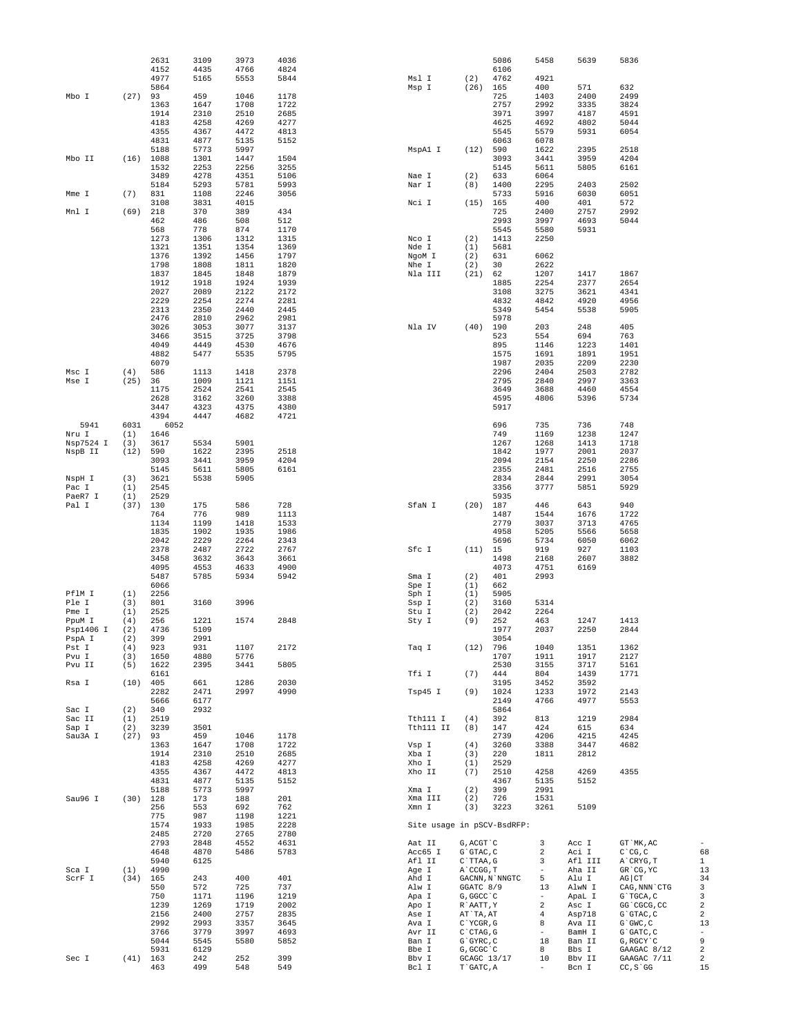```
                2631   3109   3973   4036
                4152   4435   4766   4824
                4977   5165   5553   5844
                5864
Mbo I     (27)  93     459    1046   1178
                1363   1647   1708   1722
                1914   2310   2510   2685
                4183   4258   4269   4277
                4355   4367   4472   4813
                4831   4877   5135   5152
                5188   5773   5997
Mbo II    (16)  1088   1301   1447   1504
                1532   2253   2256   3255
                3489   4278   4351   5106
                5184   5293   5781   5993
Mme I     (7)   831    1108   2246   3056
                3108   3831   4015
Mnl I     (69)  218    370    389    434
                462    486    508    512
                568    778    874    1170
                1273   1306   1312   1315
                1321   1351   1354   1369
                1376   1392   1456   1797
                1798   1808   1811   1820
                1837   1845   1848   1879
                1912   1918   1924   1939
                2027   2089   2122   2172
                2229   2254   2274   2281
                2313   2350   2440   2445
                2476   2810   2962   2981
                3026   3053   3077   3137
                3466   3515   3725   3798
                4049   4449   4530   4676
                4882   5477   5535   5795
                6079
Msc I     (4)   586    1113   1418   2378
Mse I     (25)  36     1009   1121   1151
                1175   2524   2541   2545
                2628   3162   3260   3388
                3447   4323   4375   4380
                4394   4447   4682   4721
  5941    6031    6052
Nru I     (1)   1646
Nsp7524 I (3)   3617   5534   5901
NspB II   (12)  590    1622   2395   2518
                3093   3441   3959   4204
                5145   5611   5805   6161
NspH I    (3)   3621   5538   5905
Pac I     (1)   2545
PaeR7 I   (1)   2529
Pal I     (37)  130    175    586    728
                764    776    989    1113
                1134   1199   1418   1533
                1835   1902   1935   1986
                2042   2229   2264   2343
                2378   2487   2722   2767
                3458   3632   3643   3661
                4095   4553   4633   4900
                5487   5785   5934   5942
                6066
PflM I    (1)   2256
Ple I     (3)   801    3160   3996
Pme I     (1)   2525
PpuM I    (4)   256    1221   1574   2848
Psp1406 I (2)   4736   5109
PspA I    (2)   399    2991
Pst I     (4)   923    931    1107   2172
Pvu I     (3)   1650   4880   5776
Pvu II    (5)   1622   2395   3441   5805
                6161
Rsa I     (10)  405    661    1286   2030
                2282   2471   2997   4990
                5666   6177
Sac I     (2)   340    2932
Sac II    (1)   2519
Sap I     (2)   3239   3501
Sau3A I   (27)  93     459    1046   1178
                1363   1647   1708   1722
                1914   2310   2510   2685
                4183   4258   4269   4277
                4355   4367   4472   4813
                4831   4877   5135   5152
                5188   5773   5997
Sau96 I   (30)  128    173    188    201
                256    553    692    762
                775    987    1198   1221
                1574   1933   1985   2228
                2485   2720   2765   2780
                2793   2848   4552   4631
                4648   4870   5486   5783
                5940   6125
Sca I     (1)   4990
ScrF I    (34)  165    243    400    401
                550    572    725    737
                750    1171   1196   1219
                1239   1269   1719   2002
                2156   2400   2757   2835
                2992   2993   3357   3645
                3766   3779   3997   4693
                5044   5545   5580   5852
                5931   6129
Sec I     (41)  163    242    252    399
                463    499    548    549

                5086   5458   5639   5836
                6106
Msl I     (2)   4762   4921
Msp I     (26)  165    400    571    632
                725    1403   2400   2499
                2757   2992   3335   3824
                3971   3997   4187   4591
                4625   4692   4802   5044
                5545   5579   5931   6054
                6063   6078
MspA1 I   (12)  590    1622   2395   2518
                3093   3441   3959   4204
                5145   5611   5805   6161
Nae I     (2)   633    6064
Nar I     (8)   1400   2295   2403   2502
                5733   5916   6030   6051
Nci I     (15)  165    400    401    572
                725    2400   2757   2992
                2993   3997   4693   5044
                5545   5580   5931
Nco I     (2)   1413   2250
Nde I     (1)   5681
NgoM I    (2)   631    6062
Nhe I     (2)   30     2622
Nla III   (21)  62     1207   1417   1867
                1885   2254   2377   2654
                3108   3275   3621   4341
                4832   4842   4920   4956
                5349   5454   5538   5905
                5978
Nla IV    (40)  190    203    248    405
                523    554    694    763
                895    1146   1223   1401
                1575   1691   1891   1951
                1987   2035   2209   2230
                2296   2404   2503   2782
                2795   2840   2997   3363
                3649   3688   4460   4554
                4595   4806   5396   5734
                5917
                696    735    736    748
                749    1169   1238   1247
                1267   1268   1413   1718
                1842   1977   2001   2037
                2094   2154   2250   2286
                2355   2481   2516   2755
                2834   2844   2991   3054
                3356   3777   5851   5929
                5935
SfaN I    (20)  187    446    643    940
                1487   1544   1676   1722
                2779   3037   3713   4765
                4958   5205   5566   5658
                5696   5734   6050   6062
Sfc I     (11)  15     919    927    1103
                1498   2168   2607   3882
                4073   4751   6169
Sma I     (2)   401    2993
Spe I     (1)   662
Sph I     (1)   5905
Ssp I     (2)   3160   5314
Stu I     (2)   2042   2264
Sty I     (9)   252    463    1247   1413
                1977   2037   2250   2844
                3054
Taq I     (12)  796    1040   1351   1362
                1707   1911   1917   2127
                2530   3155   3717   5161
Tfi I     (7)   444    804    1439   1771
                3195   3452   3592
Tsp45 I   (9)   1024   1233   1972   2143
                2149   4766   4977   5553
                5864
Tth111 I  (4)   392    813    1219   2984
Tth111 II (8)   147    424    615    634
                2739   4206   4215   4245
Vsp I     (4)   3260   3388   3447   4682
Xba I     (3)   220    1811   2812
Xho I     (1)   2529
Xho II    (7)   2510   4258   4269   4355
                4367   5135   5152
Xma I     (2)   399    2991
Xma III   (2)   726    1531
Xmn I     (3)   3223   3261   5109
```

Site usage in pSCV-BsdRFP:

```
Aat II    G,ACGT`C       3     Acc I     GT`MK,AC       -
Acc65 I   G`GTAC,C       2     Aci I     C`CG,C         68
Afl II    C`TTAA,G       3     Afl III   A`CRYG,T       1
Age I     A`CCGG,T       -     Aha II    GR`CG,YC       13
Ahd I     GACNN,N`NNGTC  5     Alu I     AG|CT          34
Alw I     GGATC 8/9      13    AlwN I    CAG,NNN`CTG    3
Apa I     G,GGCC`C       -     ApaL I    G`TGCA,C       3
Apo I     R`AATT,Y       2     Asc I     GG`CGCG,CC     2
Ase I     AT`TA,AT       4     Asp718    G`GTAC,C       2
Ava I     C`YCGR,G       8     Ava II    G`GWC,C        13
Avr II    C`CTAG,G       -     BamH I    G`GATC,C       -
Ban I     G`GYRC,C       18    Ban II    G,RGCY`C       9
Bbe I     G,GCGC`C       8     Bbs I     GAAGAC 8/12    2
Bbv I     GCAGC 13/17    10    Bbv II    GAAGAC 7/11    2
Bcl I     T`GATC,A       -     Bcn I     CC,S`GG        15
```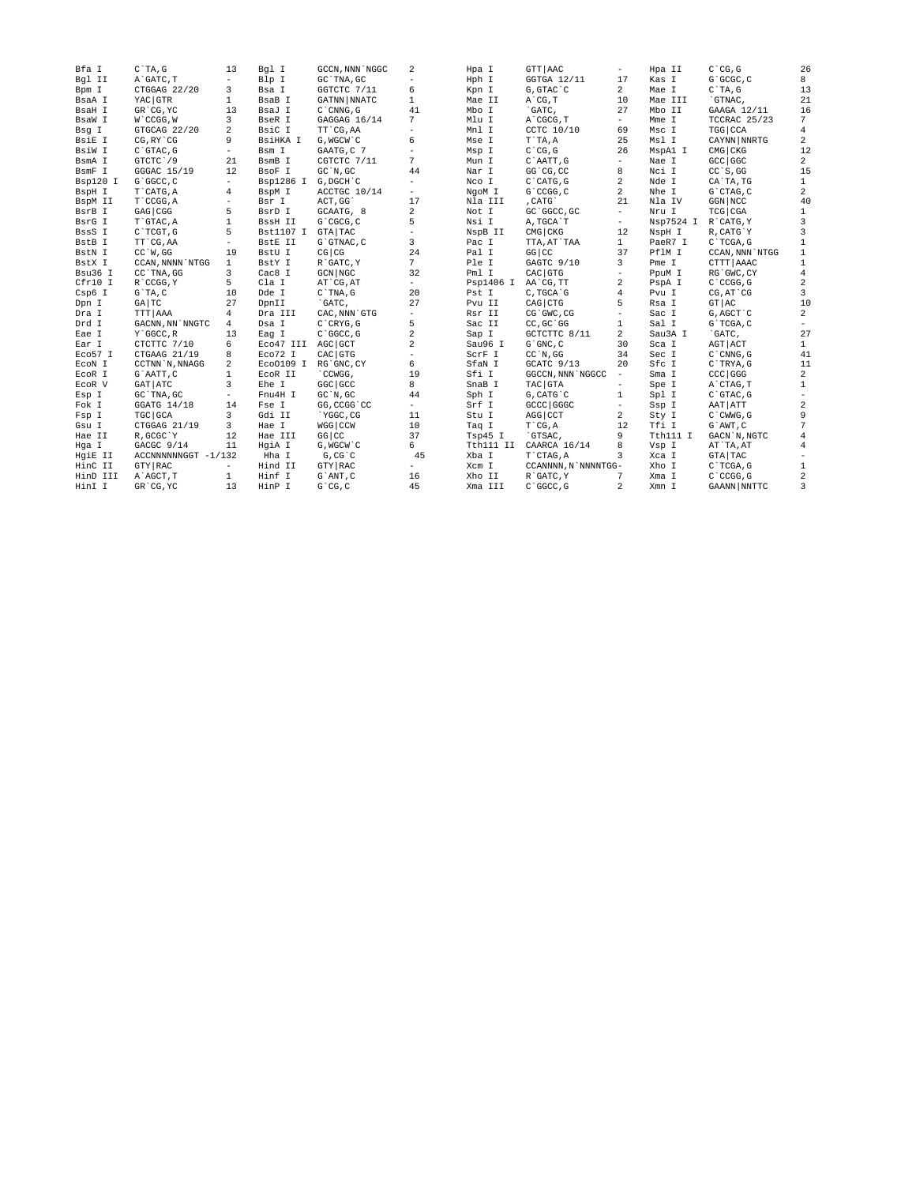| | | | | | | | | | | | |
|---|---|---|---|---|---|---|---|---|---|---|---|
| Bfa I | C`TA,G | 13 | Bgl I | GCCN,NNN`NGGC | 2 | Hpa I | GTT\|AAC | - | Hpa II | C`CG,G | 26 |
| Bgl II | A`GATC,T | - | Blp I | GC`TNA,GC | - | Hph I | GGTGA 12/11 | 17 | Kas I | G`GCGC,C | 8 |
| Bpm I | CTGGAG 22/20 | 3 | Bsa I | GGTCTC 7/11 | 6 | Kpn I | G,GTAC`C | 2 | Mae I | C`TA,G | 13 |
| BsaA I | YAC\|GTR | 1 | BsaB I | GATNN\|NNATC | 1 | Mae II | A`CG,T | 10 | Mae III | `GTNAC, | 21 |
| BsaH I | GR`CG,YC | 13 | BsaJ I | C`CNNG,G | 41 | Mbo I | `GATC, | 27 | Mbo II | GAAGA 12/11 | 16 |
| BsaW I | W`CCGG,W | 3 | BseR I | GAGGAG 16/14 | 7 | Mlu I | A`CGCG,T | - | Mme I | TCCRAC 25/23 | 7 |
| Bsg I | GTGCAG 22/20 | 2 | BsiC I | TT`CG,AA | - | Mnl I | CCTC 10/10 | 69 | Msc I | TGG\|CCA | 4 |
| BsiE I | CG,RY`CG | 9 | BsiHKA I | G,WGCW`C | 6 | Mse I | T`TA,A | 25 | Msl I | CAYNN\|NNRTG | 2 |
| BsiW I | C`GTAC,G | - | Bsm I | GAATG,C 7 | - | Msp I | C`CG,G | 26 | MspA1 I | CMG\|CKG | 12 |
| BsmA I | GTCTC`/9 | 21 | BsmB I | CGTCTC 7/11 | 7 | Mun I | C`AATT,G | - | Nae I | GCC\|GGC | 2 |
| BsmF I | GGGAC 15/19 | 12 | BsoF I | GC`N,GC | 44 | Nar I | GG`CG,CC | 8 | Nci I | CC`S,GG | 15 |
| Bsp120 I | G`GGCC,C | - | Bsp1286 I | G,DGCH`C | - | Nco I | C`CATG,G | 2 | Nde I | CA`TA,TG | 1 |
| BspH I | T`CATG,A | 4 | BspM I | ACCTGC 10/14 | - | NgoM I | G`CCGG,C | 2 | Nhe I | G`CTAG,C | 2 |
| BspM II | T`CCGG,A | - | Bsr I | ACT,GG` | 17 | Nla III | ,CATG` | 21 | Nla IV | GGN\|NCC | 40 |
| BsrB I | GAG\|CGG | 5 | BsrD I | GCAATG, 8 | 2 | Not I | GC`GGCC,GC | - | Nru I | TCG\|CGA | 1 |
| BsrG I | T`GTAC,A | 1 | BssH II | G`CGCG,C | 5 | Nsi I | A,TGCA`T | - | Nsp7524 I | R`CATG,Y | 3 |
| BssS I | C`TCGT,G | 5 | Bst1107 I | GTA\|TAC | - | NspB II | CMG\|CKG | 12 | NspH I | R,CATG`Y | 3 |
| BstB I | TT`CG,AA | - | BstE II | G`GTNAC,C | 3 | Pac I | TTA,AT`TAA | 1 | PaeR7 I | C`TCGA,G | 1 |
| BstN I | CC`W,GG | 19 | BstU I | CG\|CG | 24 | Pal I | GG\|CC | 37 | PflM I | CCAN,NNN`NTGG | 1 |
| BstX I | CCAN,NNNN`NTGG | 1 | BstY I | R`GATC,Y | 7 | Ple I | GAGTC 9/10 | 3 | Pme I | CTTT\|AAAC | 1 |
| Bsu36 I | CC`TNA,GG | 3 | Cac8 I | GCN\|NGC | 32 | Pml I | CAC\|GTG | - | PpuM I | RG`GWC,CY | 4 |
| Cfr10 I | R`CCGG,Y | 5 | Cla I | AT`CG,AT | - | Psp1406 I | AA`CG,TT | 2 | PspA I | C`CCGG,G | 2 |
| Csp6 I | G`TA,C | 10 | Dde I | C`TNA,G | 20 | Pst I | C,TGCA`G | 4 | Pvu I | CG,AT`CG | 3 |
| Dpn I | GA\|TC | 27 | DpnII | `GATC, | 27 | Pvu II | CAG\|CTG | 5 | Rsa I | GT\|AC | 10 |
| Dra I | TTT\|AAA | 4 | Dra III | CAC,NNN`GTG | - | Rsr II | CG`GWC,CG | - | Sac I | G,AGCT`C | 2 |
| Drd I | GACNN,NN`NNGTC | 4 | Dsa I | C`CRYG,G | 5 | Sac II | CC,GC`GG | 1 | Sal I | G`TCGA,C | - |
| Eae I | Y`GGCC,R | 13 | Eag I | C`GGCC,G | 2 | Sap I | GCTCTTC 8/11 | 2 | Sau3A I | `GATC, | 27 |
| Ear I | CTCTTC 7/10 | 6 | Eco47 III | AGC\|GCT | 2 | Sau96 I | G`GNC,C | 30 | Sca I | AGT\|ACT | 1 |
| Eco57 I | CTGAAG 21/19 | 8 | Eco72 I | CAC\|GTG | - | ScrF I | CC`N,GG | 34 | Sec I | C`CNNG,G | 41 |
| EcoN I | CCTNN`N,NNAGG | 2 | EcoO109 I | RG`GNC,CY | 6 | SfaN I | GCATC 9/13 | 20 | Sfc I | C`TRYA,G | 11 |
| EcoR I | G`AATT,C | 1 | EcoR II | `CCWGG, | 19 | Sfi I | GGCCN,NNN`NGGCC | - | Sma I | CCC\|GGG | 2 |
| EcoR V | GAT\|ATC | 3 | Ehe I | GGC\|GCC | 8 | SnaB I | TAC\|GTA | - | Spe I | A`CTAG,T | 1 |
| Esp I | GC`TNA,GC | - | Fnu4H I | GC`N,GC | 44 | Sph I | G,CATG`C | 1 | Spl I | C`GTAC,G | - |
| Fok I | GGATG 14/18 | 14 | Fse I | GG,CCGG`CC | - | Srf I | GCCC\|GGGC | - | Ssp I | AAT\|ATT | 2 |
| Fsp I | TGC\|GCA | 3 | Gdi II | `YGGC,CG | 11 | Stu I | AGG\|CCT | 2 | Sty I | C`CWWG,G | 9 |
| Gsu I | CTGGAG 21/19 | 3 | Hae I | WGG\|CCW | 10 | Taq I | T`CG,A | 12 | Tfi I | G`AWT,C | 7 |
| Hae II | R,GCGC`Y | 12 | Hae III | GG\|CC | 37 | Tsp45 I | `GTSAC, | 9 | Tth111 I | GACN`N,NGTC | 4 |
| Hga I | GACGC 9/14 | 11 | HgiA I | G,WGCW`C | 6 | Tth111 II | CAARCA 16/14 | 8 | Vsp I | AT`TA,AT | 4 |
| HgiE II | ACCNNNNNNGGT -1/132 | | Hha I | G,CG`C | 45 | Xba I | T`CTAG,A | 3 | Xca I | GTA\|TAC | - |
| HinC II | GTY\|RAC | - | Hind II | GTY\|RAC | - | Xcm I | CCANNNN,N`NNNNTGG- | | Xho I | C`TCGA,G | 1 |
| HinD III | A`AGCT,T | 1 | Hinf I | G`ANT,C | 16 | Xho II | R`GATC,Y | 7 | Xma I | C`CCGG,G | 2 |
| HinI I | GR`CG,YC | 13 | HinP I | G`CG,C | 45 | Xma III | C`GGCC,G | 2 | Xmn I | GAANN\|NNTTC | 3 |